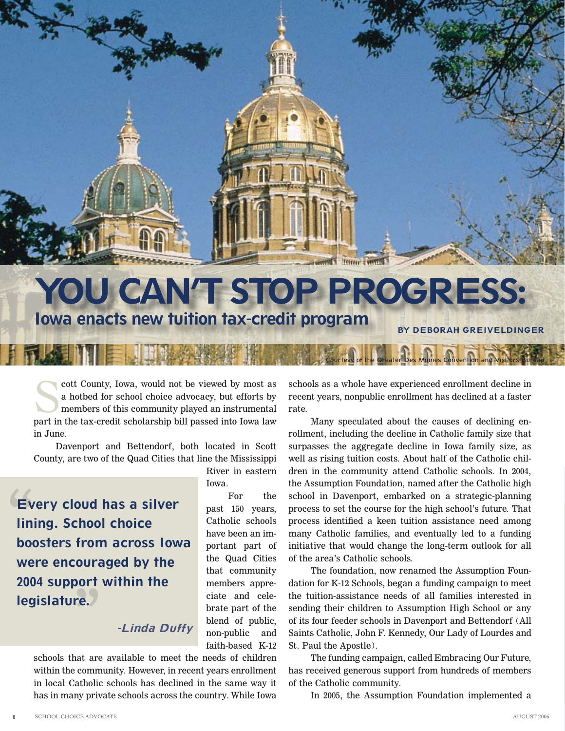# YOU CAN'T STOP PROGRESS:

## Iowa enacts new tuition tax-credit program

**BY DEBORAH GREIVELDINGER**

Courtesy of the Greater Des Moines Convention and Visitors Bureau

Scott County, Iowa, would not be viewed by most as a hotbed for school choice advocacy, but efforts by members of this community played an instrumental part in the tax-credit scholarship bill passed into Iowa law in June.

Davenport and Bettendorf, both located in Scott County, are two of the Quad Cities that line the Mississippi River in eastern Iowa.

> **"Every cloud has a silver lining. School choice boosters from across Iowa were encouraged by the 2004 support within the legislature."**
>
> ***-Linda Duffy***

For the past 150 years, Catholic schools have been an important part of the Quad Cities that community members appreciate and celebrate part of the blend of public, non-public and faith-based K-12 schools that are available to meet the needs of children within the community. However, in recent years enrollment in local Catholic schools has declined in the same way it has in many private schools across the country. While Iowa schools as a whole have experienced enrollment decline in recent years, nonpublic enrollment has declined at a faster rate.

Many speculated about the causes of declining enrollment, including the decline in Catholic family size that surpasses the aggregate decline in Iowa family size, as well as rising tuition costs. About half of the Catholic children in the community attend Catholic schools. In 2004, the Assumption Foundation, named after the Catholic high school in Davenport, embarked on a strategic-planning process to set the course for the high school's future. That process identified a keen tuition assistance need among many Catholic families, and eventually led to a funding initiative that would change the long-term outlook for all of the area's Catholic schools.

The foundation, now renamed the Assumption Foundation for K-12 Schools, began a funding campaign to meet the tuition-assistance needs of all families interested in sending their children to Assumption High School or any of its four feeder schools in Davenport and Bettendorf (All Saints Catholic, John F. Kennedy, Our Lady of Lourdes and St. Paul the Apostle).

The funding campaign, called Embracing Our Future, has received generous support from hundreds of members of the Catholic community.

In 2005, the Assumption Foundation implemented a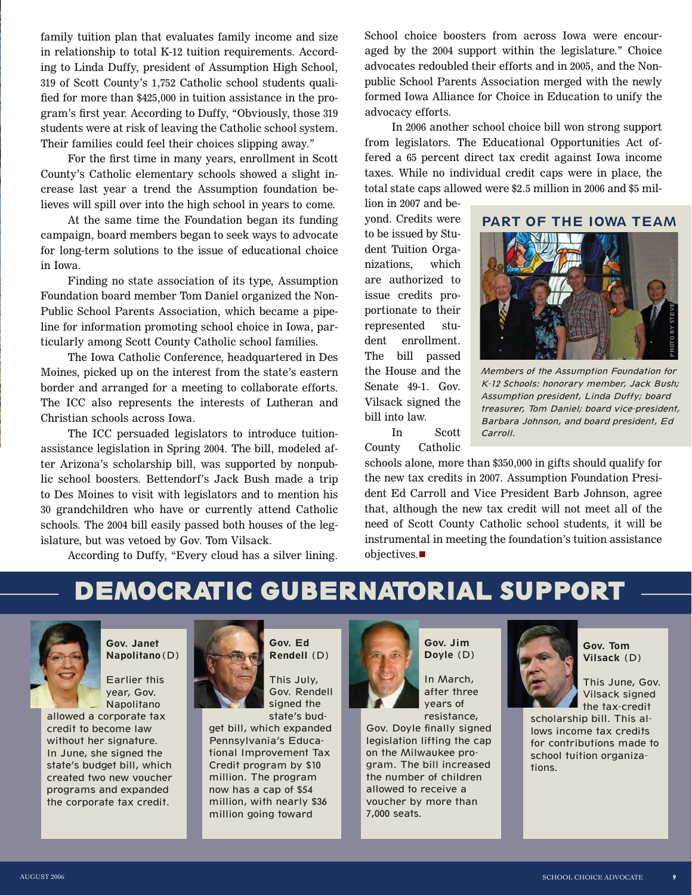family tuition plan that evaluates family income and size in relationship to total K-12 tuition requirements. According to Linda Duffy, president of Assumption High School, 319 of Scott County's 1,752 Catholic school students qualified for more than $425,000 in tuition assistance in the program's first year. According to Duffy, "Obviously, those 319 students were at risk of leaving the Catholic school system. Their families could feel their choices slipping away."

For the first time in many years, enrollment in Scott County's Catholic elementary schools showed a slight increase last year a trend the Assumption foundation believes will spill over into the high school in years to come.

At the same time the Foundation began its funding campaign, board members began to seek ways to advocate for long-term solutions to the issue of educational choice in Iowa.

Finding no state association of its type, Assumption Foundation board member Tom Daniel organized the Non-Public School Parents Association, which became a pipeline for information promoting school choice in Iowa, particularly among Scott County Catholic school families.

The Iowa Catholic Conference, headquartered in Des Moines, picked up on the interest from the state's eastern border and arranged for a meeting to collaborate efforts. The ICC also represents the interests of Lutheran and Christian schools across Iowa.

The ICC persuaded legislators to introduce tuition-assistance legislation in Spring 2004. The bill, modeled after Arizona's scholarship bill, was supported by nonpublic school boosters. Bettendorf's Jack Bush made a trip to Des Moines to visit with legislators and to mention his 30 grandchildren who have or currently attend Catholic schools. The 2004 bill easily passed both houses of the legislature, but was vetoed by Gov. Tom Vilsack.

According to Duffy, "Every cloud has a silver lining. School choice boosters from across Iowa were encouraged by the 2004 support within the legislature." Choice advocates redoubled their efforts and in 2005, and the Non-public School Parents Association merged with the newly formed Iowa Alliance for Choice in Education to unify the advocacy efforts.

In 2006 another school choice bill won strong support from legislators. The Educational Opportunities Act offered a 65 percent direct tax credit against Iowa income taxes. While no individual credit caps were in place, the total state caps allowed were $2.5 million in 2006 and $5 million in 2007 and beyond. Credits were to be issued by Student Tuition Organizations, which are authorized to issue credits proportionate to their represented student enrollment. The bill passed the House and the Senate 49-1. Gov. Vilsack signed the bill into law.

In Scott County Catholic schools alone, more than $350,000 in gifts should qualify for the new tax credits in 2007. Assumption Foundation President Ed Carroll and Vice President Barb Johnson, agree that, although the new tax credit will not meet all of the need of Scott County Catholic school students, it will be instrumental in meeting the foundation's tuition assistance objectives.■

### PART OF THE IOWA TEAM

PHOTO BY STEVE YOUNGQUIST

*Members of the Assumption Foundation for K-12 Schools: honorary member, Jack Bush; Assumption president, Linda Duffy; board treasurer, Tom Daniel; board vice-president, Barbara Johnson, and board president, Ed Carroll.*

## DEMOCRATIC GUBERNATORIAL SUPPORT

**Gov. Janet Napolitano (D)**

Earlier this year, Gov. Napolitano allowed a corporate tax credit to become law without her signature. In June, she signed the state's budget bill, which created two new voucher programs and expanded the corporate tax credit.

**Gov. Ed Rendell (D)**

This July, Gov. Rendell signed the state's budget bill, which expanded Pennsylvania's Educational Improvement Tax Credit program by $10 million. The program now has a cap of $54 million, with nearly $36 million going toward

**Gov. Jim Doyle (D)**

In March, after three years of resistance, Gov. Doyle finally signed legislation lifting the cap on the Milwaukee program. The bill increased the number of children allowed to receive a voucher by more than 7,000 seats.

**Gov. Tom Vilsack (D)**

This June, Gov. Vilsack signed the tax-credit scholarship bill. This allows income tax credits for contributions made to school tuition organizations.